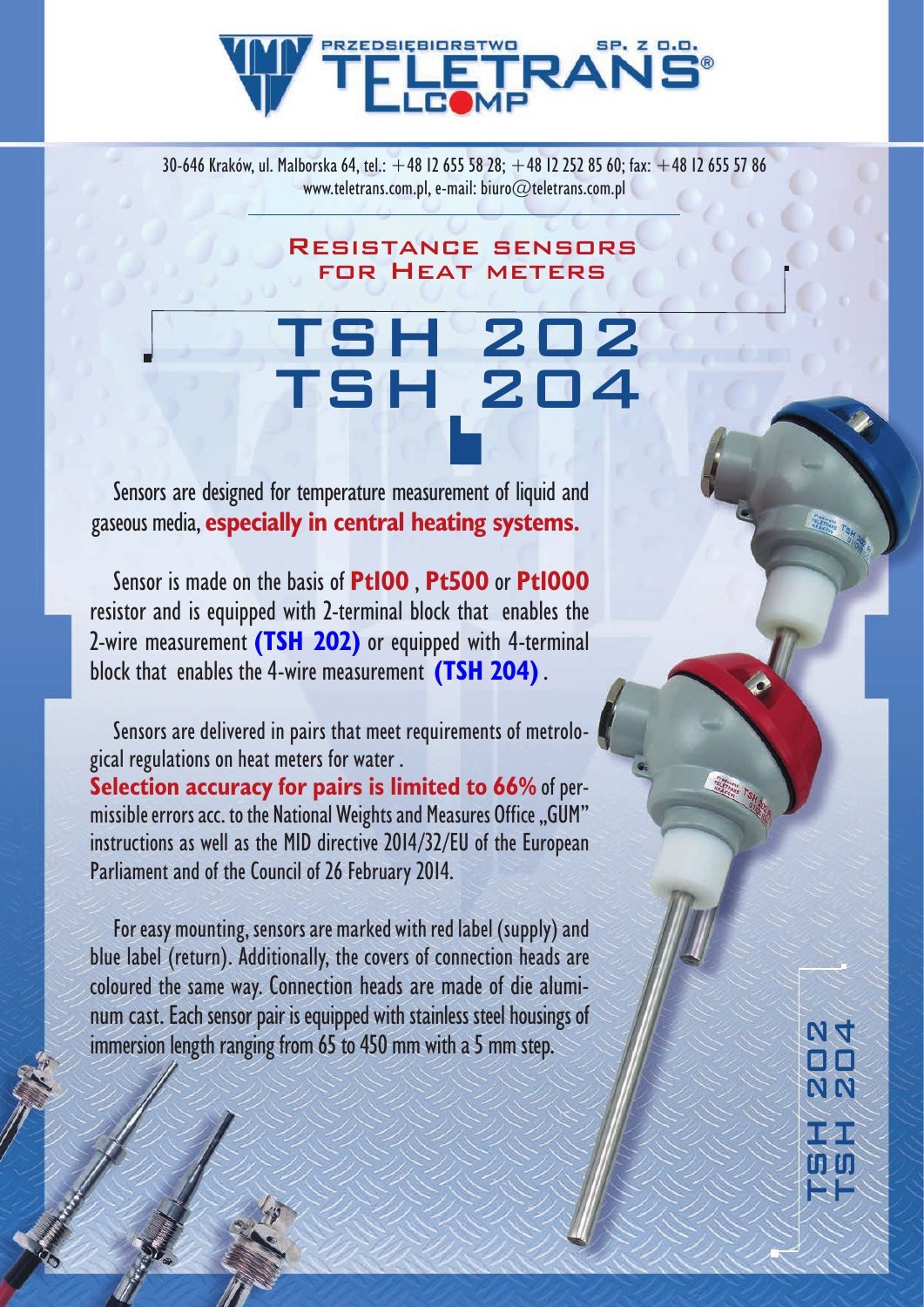PRZEDSIĘBIORSTWO TELETRANS SP. Z O.O. ELCOMP

30-646 Kraków, ul. Malborska 64, tel.: +48 12 655 58 28; +48 12 252 85 60; fax: +48 12 655 57 86
www.teletrans.com.pl, e-mail: biuro@teletrans.com.pl

## Resistance sensors for Heat meters

# TSH 202
# TSH 204

Sensors are designed for temperature measurement of liquid and gaseous media, **especially in central heating systems.**

Sensor is made on the basis of **Pt100**, **Pt500** or **Pt1000** resistor and is equipped with 2-terminal block that enables the 2-wire measurement **(TSH 202)** or equipped with 4-terminal block that enables the 4-wire measurement **(TSH 204)**.

Sensors are delivered in pairs that meet requirements of metrological regulations on heat meters for water.
**Selection accuracy for pairs is limited to 66%** of permissible errors acc. to the National Weights and Measures Office „GUM" instructions as well as the MID directive 2014/32/EU of the European Parliament and of the Council of 26 February 2014.

For easy mounting, sensors are marked with red label (supply) and blue label (return). Additionally, the covers of connection heads are coloured the same way. Connection heads are made of die aluminum cast. Each sensor pair is equipped with stainless steel housings of immersion length ranging from 65 to 450 mm with a 5 mm step.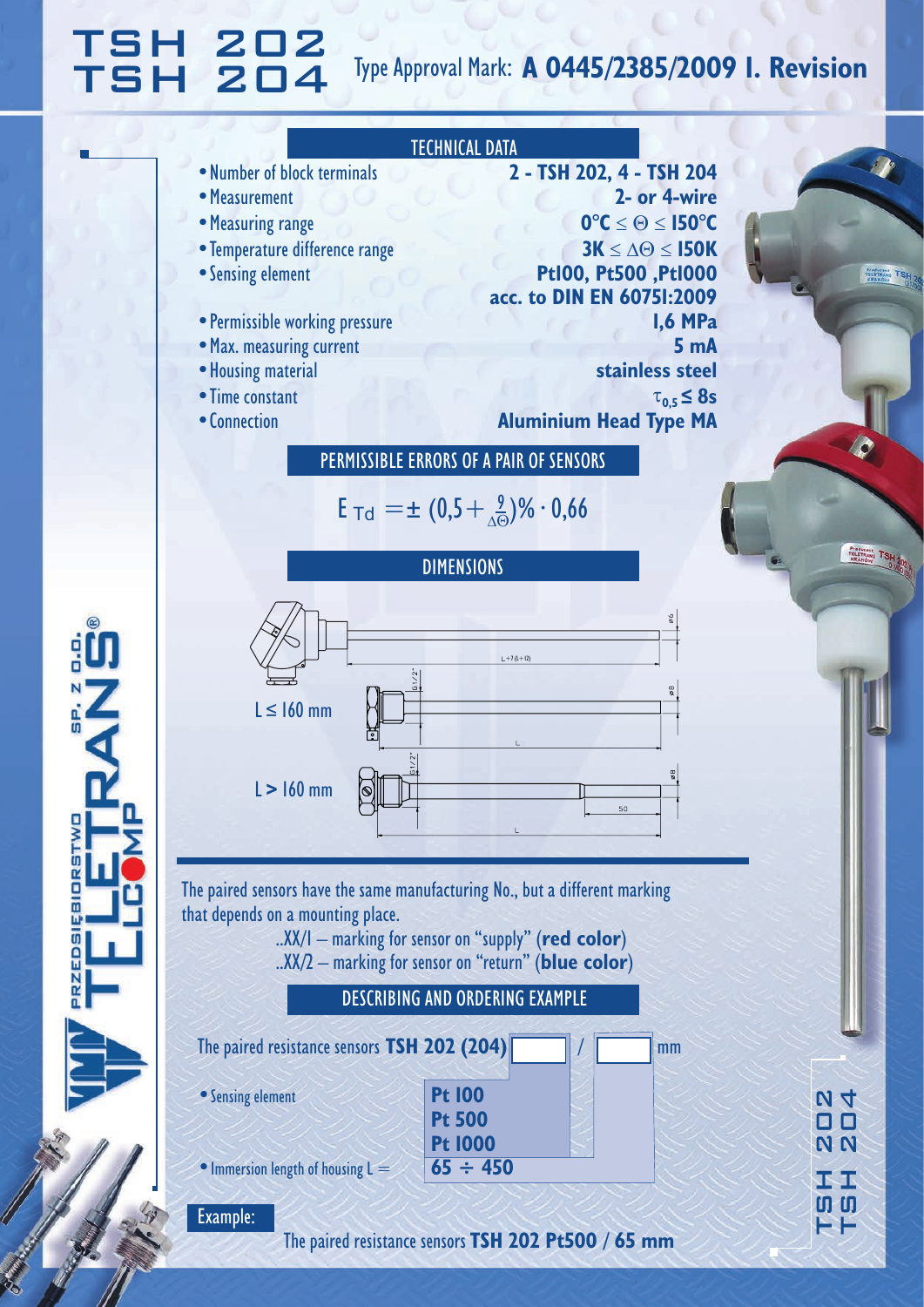# TSH 202
# TSH 204

Type Approval Mark: **A 0445/2385/2009 I. Revision**

## TECHNICAL DATA

| | |
|---|---|
| • Number of block terminals | **2 - TSH 202, 4 - TSH 204** |
| • Measurement | **2- or 4-wire** |
| • Measuring range | **$0°C \leq \Theta \leq 150°C$** |
| • Temperature difference range | **$3K \leq \Delta\Theta \leq 150K$** |
| • Sensing element | **Pt100, Pt500 ,Pt1000 acc. to DIN EN 60751:2009** |
| • Permissible working pressure | **1,6 MPa** |
| • Max. measuring current | **5 mA** |
| • Housing material | **stainless steel** |
| • Time constant | **$\tau_{0,5} \leq 8s$** |
| • Connection | **Aluminium Head Type MA** |

## PERMISSIBLE ERRORS OF A PAIR OF SENSORS

$$E_{Td} = \pm\left(0{,}5 + \frac{9}{\Delta\Theta}\right)\% \cdot 0{,}66$$

## DIMENSIONS

L+7 (L+12)

ø6

G1/2"

ø8

L ≤ 160 mm

L

G1/2"

ø8

L > 160 mm

50

L

The paired sensors have the same manufacturing No., but a different marking that depends on a mounting place.

..XX/1 – marking for sensor on "supply" (**red color**)
..XX/2 – marking for sensor on "return" (**blue color**)

## DESCRIBING AND ORDERING EXAMPLE

The paired resistance sensors **TSH 202 (204)** [ ] / [ ] mm

| | |
|---|---|
| • Sensing element | **Pt 100**<br>**Pt 500**<br>**Pt 1000** |
| • Immersion length of housing L = | **65 ÷ 450** |

Example:

The paired resistance sensors **TSH 202 Pt500 / 65 mm**

PRZEDSIĘBIORSTWO TELETRANS® SP. Z O.O. LCOMP